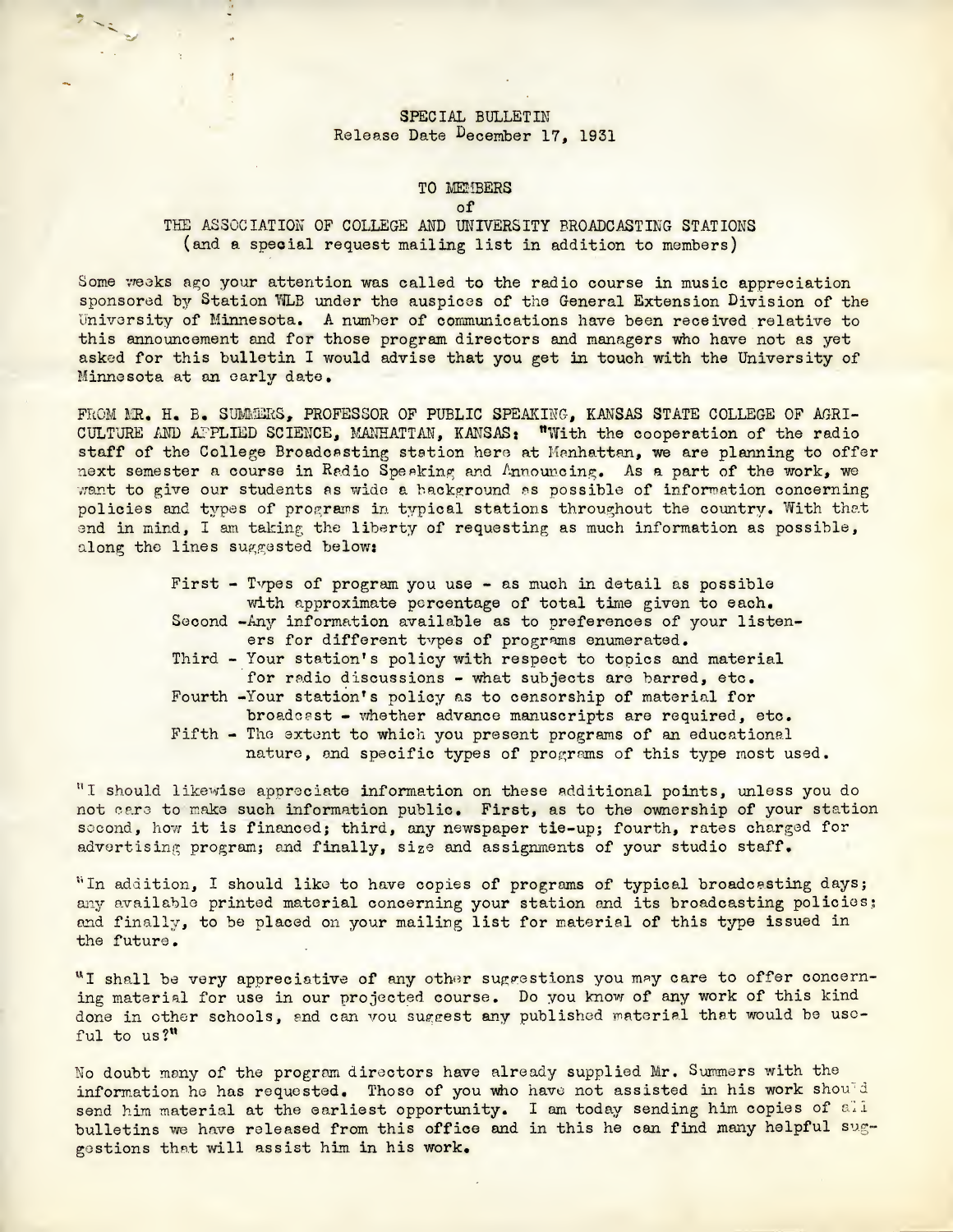SPECIAL BULLETIN
Release Date December 17, 1931

TO MEMBERS
of
THE ASSOCIATION OF COLLEGE AND UNIVERSITY BROADCASTING STATIONS
(and a special request mailing list in addition to members)

Some weeks ago your attention was called to the radio course in music appreciation sponsored by Station WLB under the auspices of the General Extension Division of the University of Minnesota. A number of communications have been received relative to this announcement and for those program directors and managers who have not as yet asked for this bulletin I would advise that you get in touch with the University of Minnesota at an early date.

FROM MR. H. B. SUMMERS, PROFESSOR OF PUBLIC SPEAKING, KANSAS STATE COLLEGE OF AGRICULTURE AND APPLIED SCIENCE, MANHATTAN, KANSAS: "With the cooperation of the radio staff of the College Broadcasting station here at Manhattan, we are planning to offer next semester a course in Radio Speaking and Announcing. As a part of the work, we want to give our students as wide a background as possible of information concerning policies and types of programs in typical stations throughout the country. With that end in mind, I am taking the liberty of requesting as much information as possible, along the lines suggested below:

First - Types of program you use - as much in detail as possible with approximate percentage of total time given to each.
Second -Any information available as to preferences of your listeners for different types of programs enumerated.
Third - Your station's policy with respect to topics and material for radio discussions - what subjects are barred, etc.
Fourth -Your station's policy as to censorship of material for broadcast - whether advance manuscripts are required, etc.
Fifth - The extent to which you present programs of an educational nature, and specific types of programs of this type most used.

"I should likewise appreciate information on these additional points, unless you do not care to make such information public. First, as to the ownership of your station second, how it is financed; third, any newspaper tie-up; fourth, rates charged for advertising program; and finally, size and assignments of your studio staff.

"In addition, I should like to have copies of programs of typical broadcasting days; any available printed material concerning your station and its broadcasting policies; and finally, to be placed on your mailing list for material of this type issued in the future.

"I shall be very appreciative of any other suggestions you may care to offer concerning material for use in our projected course. Do you know of any work of this kind done in other schools, and can you suggest any published material that would be useful to us?"

No doubt many of the program directors have already supplied Mr. Summers with the information he has requested. Those of you who have not assisted in his work should send him material at the earliest opportunity. I am today sending him copies of all bulletins we have released from this office and in this he can find many helpful suggestions that will assist him in his work.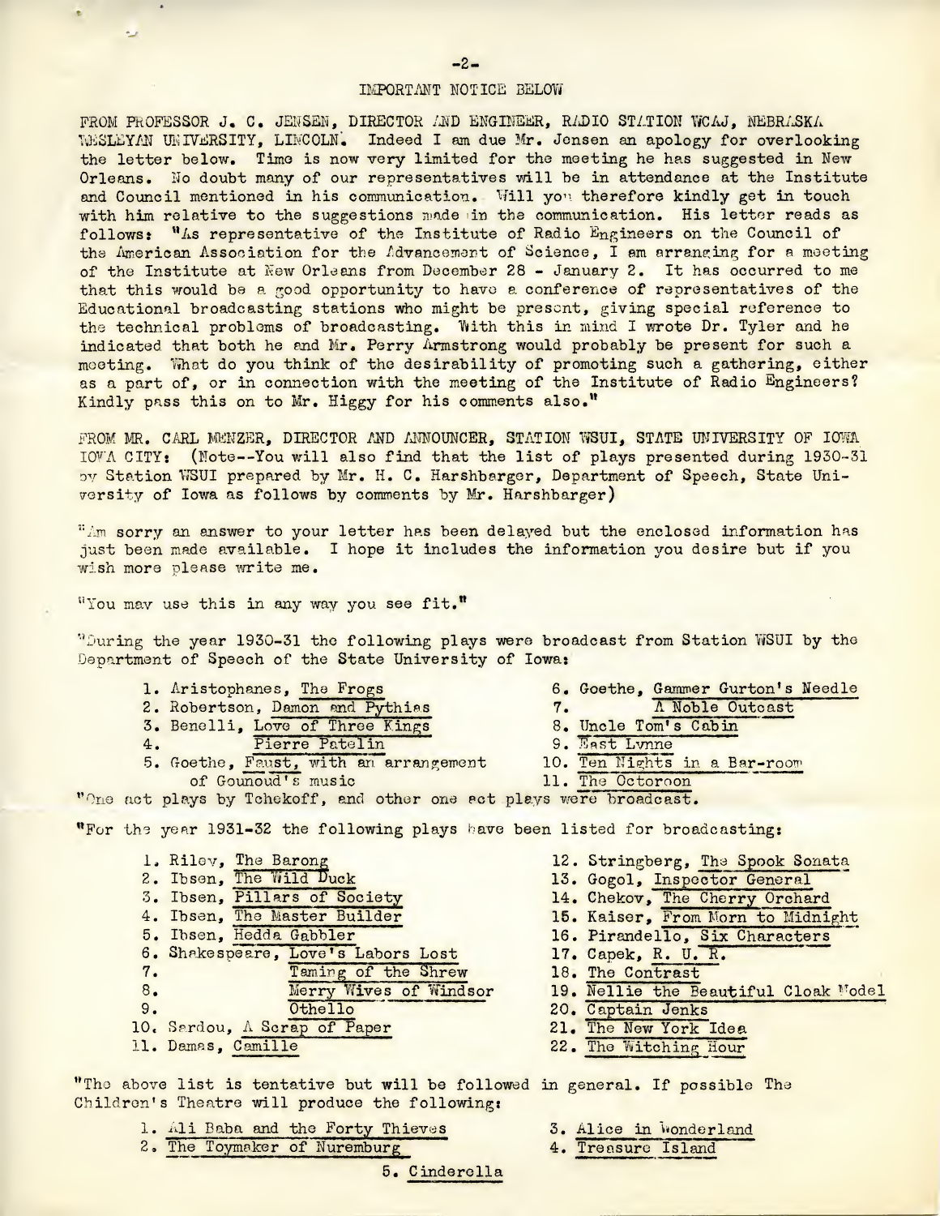IMPORTANT NOTICE BELOW

FROM PROFESSOR J. C. JENSEN, DIRECTOR AND ENGINEER, RADIO STATION WCAJ, NEBRASKA WESLEYAN UNIVERSITY, LINCOLN. Indeed I am due Mr. Jensen an apology for overlooking the letter below. Time is now very limited for the meeting he has suggested in New Orleans. No doubt many of our representatives will be in attendance at the Institute and Council mentioned in his communication. Will you therefore kindly get in touch with him relative to the suggestions made in the communication. His letter reads as follows: "As representative of the Institute of Radio Engineers on the Council of the American Association for the Advancement of Science, I am arranging for a meeting of the Institute at New Orleans from December 28 - January 2. It has occurred to me that this would be a good opportunity to have a conference of representatives of the Educational broadcasting stations who might be present, giving special reference to the technical problems of broadcasting. With this in mind I wrote Dr. Tyler and he indicated that both he and Mr. Perry Armstrong would probably be present for such a meeting. What do you think of the desirability of promoting such a gathering, either as a part of, or in connection with the meeting of the Institute of Radio Engineers? Kindly pass this on to Mr. Higgy for his comments also."

FROM MR. CARL MENZER, DIRECTOR AND ANNOUNCER, STATION WSUI, STATE UNIVERSITY OF IOWA IOWA CITY: (Note--You will also find that the list of plays presented during 1930-31 by Station WSUI prepared by Mr. H. C. Harshbarger, Department of Speech, State University of Iowa as follows by comments by Mr. Harshbarger)

"Am sorry an answer to your letter has been delayed but the enclosed information has just been made available. I hope it includes the information you desire but if you wish more please write me.

"You may use this in any way you see fit."

"During the year 1930-31 the following plays were broadcast from Station WSUI by the Department of Speech of the State University of Iowa:

1. Aristophanes, The Frogs
2. Robertson, Damon and Pythias
3. Benelli, Love of Three Kings
4. Pierre Patelin
5. Goethe, Faust, with an arrangement of Gounod's music
6. Goethe, Gammer Gurton's Needle
7. A Noble Outcast
8. Uncle Tom's Cabin
9. East Lynne
10. Ten Nights in a Bar-room
11. The Octoroon

"One act plays by Tchekoff, and other one act plays were broadcast.

"For the year 1931-32 the following plays have been listed for broadcasting:

1. Riley, The Barong
2. Ibsen, The Wild Duck
3. Ibsen, Pillars of Society
4. Ibsen, The Master Builder
5. Ibsen, Hedda Gabbler
6. Shakespeare, Love's Labors Lost
7. Taming of the Shrew
8. Merry Wives of Windsor
9. Othello
10. Sardou, A Scrap of Paper
11. Damas, Camille
12. Stringberg, The Spook Sonata
13. Gogol, Inspector General
14. Chekov, The Cherry Orchard
15. Kaiser, From Morn to Midnight
16. Pirandello, Six Characters
17. Capek, R. U. R.
18. The Contrast
19. Nellie the Beautiful Cloak Model
20. Captain Jenks
21. The New York Idea
22. The Witching Hour

"The above list is tentative but will be followed in general. If possible The Children's Theatre will produce the following:

1. Ali Baba and the Forty Thieves
2. The Toymaker of Nuremburg
3. Alice in Wonderland
4. Treasure Island
5. Cinderella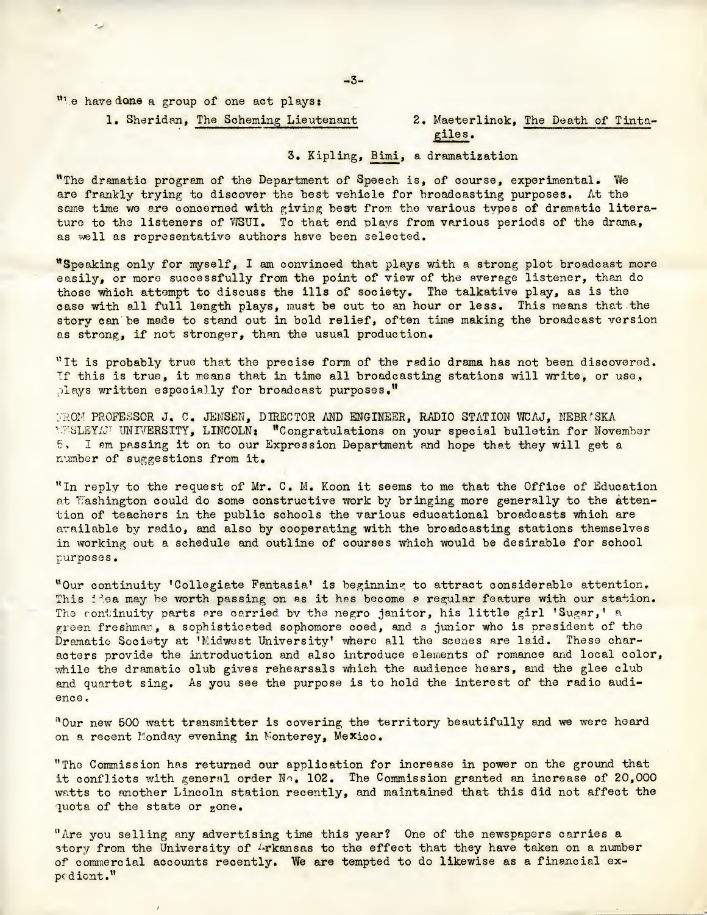"We have done a group of one act plays:

1. Sheridan, The Scheming Lieutenant
2. Maeterlinck, The Death of Tintagiles.
3. Kipling, Bimi, a dramatization

"The dramatic program of the Department of Speech is, of course, experimental. We are frankly trying to discover the best vehicle for broadcasting purposes. At the same time we are concerned with giving best from the various types of dramatic literature to the listeners of WSUI. To that end plays from various periods of the drama, as well as representative authors have been selected.

"Speaking only for myself, I am convinced that plays with a strong plot broadcast more easily, or more successfully from the point of view of the average listener, than do those which attempt to discuss the ills of society. The talkative play, as is the case with all full length plays, must be cut to an hour or less. This means that the story can be made to stand out in bold relief, often time making the broadcast version as strong, if not stronger, than the usual production.

"It is probably true that the precise form of the radio drama has not been discovered. If this is true, it means that in time all broadcasting stations will write, or use, plays written especially for broadcast purposes."

FROM PROFESSOR J. C. JENSEN, DIRECTOR AND ENGINEER, RADIO STATION WCAJ, NEBRASKA WESLEYAN UNIVERSITY, LINCOLN: "Congratulations on your special bulletin for November 5. I am passing it on to our Expression Department and hope that they will get a number of suggestions from it.

"In reply to the request of Mr. C. M. Koon it seems to me that the Office of Education at Washington could do some constructive work by bringing more generally to the attention of teachers in the public schools the various educational broadcasts which are available by radio, and also by cooperating with the broadcasting stations themselves in working out a schedule and outline of courses which would be desirable for school purposes.

"Our continuity 'Collegiate Fantasia' is beginning to attract considerable attention. This idea may be worth passing on as it has become a regular feature with our station. The continuity parts are carried by the negro janitor, his little girl 'Sugar,' a green freshman, a sophisticated sophomore coed, and a junior who is president of the Dramatic Society at 'Midwest University' where all the scenes are laid. These characters provide the introduction and also introduce elements of romance and local color, while the dramatic club gives rehearsals which the audience hears, and the glee club and quartet sing. As you see the purpose is to hold the interest of the radio audience.

"Our new 500 watt transmitter is covering the territory beautifully and we were heard on a recent Monday evening in Monterey, Mexico.

"The Commission has returned our application for increase in power on the ground that it conflicts with general order No. 102. The Commission granted an increase of 20,000 watts to another Lincoln station recently, and maintained that this did not affect the quota of the state or zone.

"Are you selling any advertising time this year? One of the newspapers carries a story from the University of Arkansas to the effect that they have taken on a number of commercial accounts recently. We are tempted to do likewise as a financial expedient."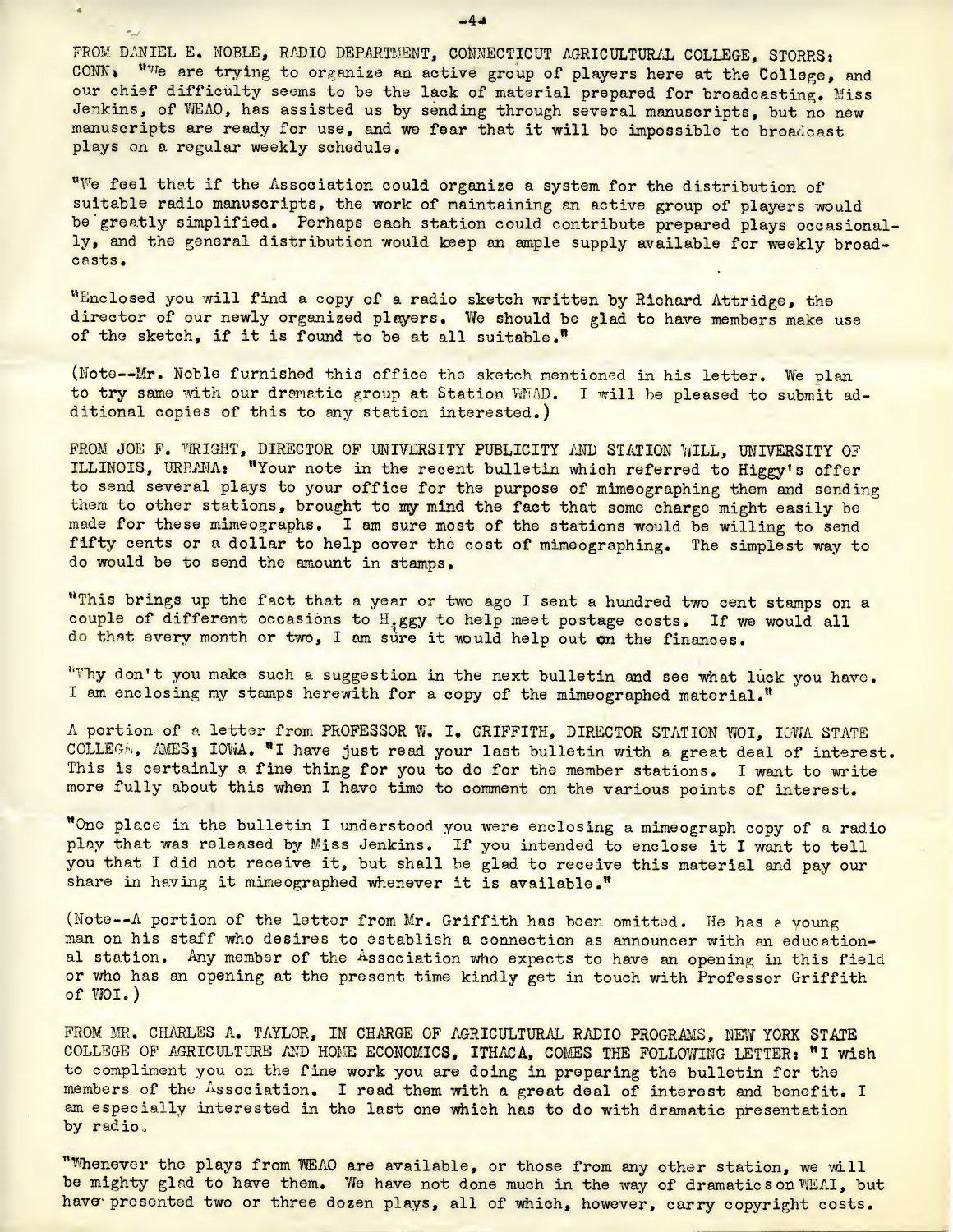FROM DANIEL E. NOBLE, RADIO DEPARTMENT, CONNECTICUT AGRICULTURAL COLLEGE, STORRS: CONN. "We are trying to organize an active group of players here at the College, and our chief difficulty seems to be the lack of material prepared for broadcasting. Miss Jenkins, of WEAO, has assisted us by sending through several manuscripts, but no new manuscripts are ready for use, and we fear that it will be impossible to broadcast plays on a regular weekly schedule.

"We feel that if the Association could organize a system for the distribution of suitable radio manuscripts, the work of maintaining an active group of players would be greatly simplified. Perhaps each station could contribute prepared plays occasionally, and the general distribution would keep an ample supply available for weekly broadcasts.

"Enclosed you will find a copy of a radio sketch written by Richard Attridge, the director of our newly organized players. We should be glad to have members make use of the sketch, if it is found to be at all suitable."

(Note--Mr. Noble furnished this office the sketch mentioned in his letter. We plan to try same with our dramatic group at Station WMAD. I will be pleased to submit additional copies of this to any station interested.)

FROM JOE F. WRIGHT, DIRECTOR OF UNIVERSITY PUBLICITY AND STATION WILL, UNIVERSITY OF ILLINOIS, URBANA: "Your note in the recent bulletin which referred to Higgy's offer to send several plays to your office for the purpose of mimeographing them and sending them to other stations, brought to my mind the fact that some charge might easily be made for these mimeographs. I am sure most of the stations would be willing to send fifty cents or a dollar to help cover the cost of mimeographing. The simplest way to do would be to send the amount in stamps.

"This brings up the fact that a year or two ago I sent a hundred two cent stamps on a couple of different occasions to Higgy to help meet postage costs. If we would all do that every month or two, I am sure it would help out on the finances.

"Why don't you make such a suggestion in the next bulletin and see what luck you have. I am enclosing my stamps herewith for a copy of the mimeographed material."

A portion of a letter from PROFESSOR W. I. GRIFFITH, DIRECTOR STATION WOI, IOWA STATE COLLEGE, AMES; IOWA. "I have just read your last bulletin with a great deal of interest. This is certainly a fine thing for you to do for the member stations. I want to write more fully about this when I have time to comment on the various points of interest.

"One place in the bulletin I understood you were enclosing a mimeograph copy of a radio play that was released by Miss Jenkins. If you intended to enclose it I want to tell you that I did not receive it, but shall be glad to receive this material and pay our share in having it mimeographed whenever it is available."

(Note--A portion of the letter from Mr. Griffith has been omitted. He has a young man on his staff who desires to establish a connection as announcer with an educational station. Any member of the Association who expects to have an opening in this field or who has an opening at the present time kindly get in touch with Professor Griffith of WOI.)

FROM MR. CHARLES A. TAYLOR, IN CHARGE OF AGRICULTURAL RADIO PROGRAMS, NEW YORK STATE COLLEGE OF AGRICULTURE AND HOME ECONOMICS, ITHACA, COMES THE FOLLOWING LETTER: "I wish to compliment you on the fine work you are doing in preparing the bulletin for the members of the Association. I read them with a great deal of interest and benefit. I am especially interested in the last one which has to do with dramatic presentation by radio.

"Whenever the plays from WEAO are available, or those from any other station, we will be mighty glad to have them. We have not done much in the way of dramatics on WEAI, but have presented two or three dozen plays, all of which, however, carry copyright costs.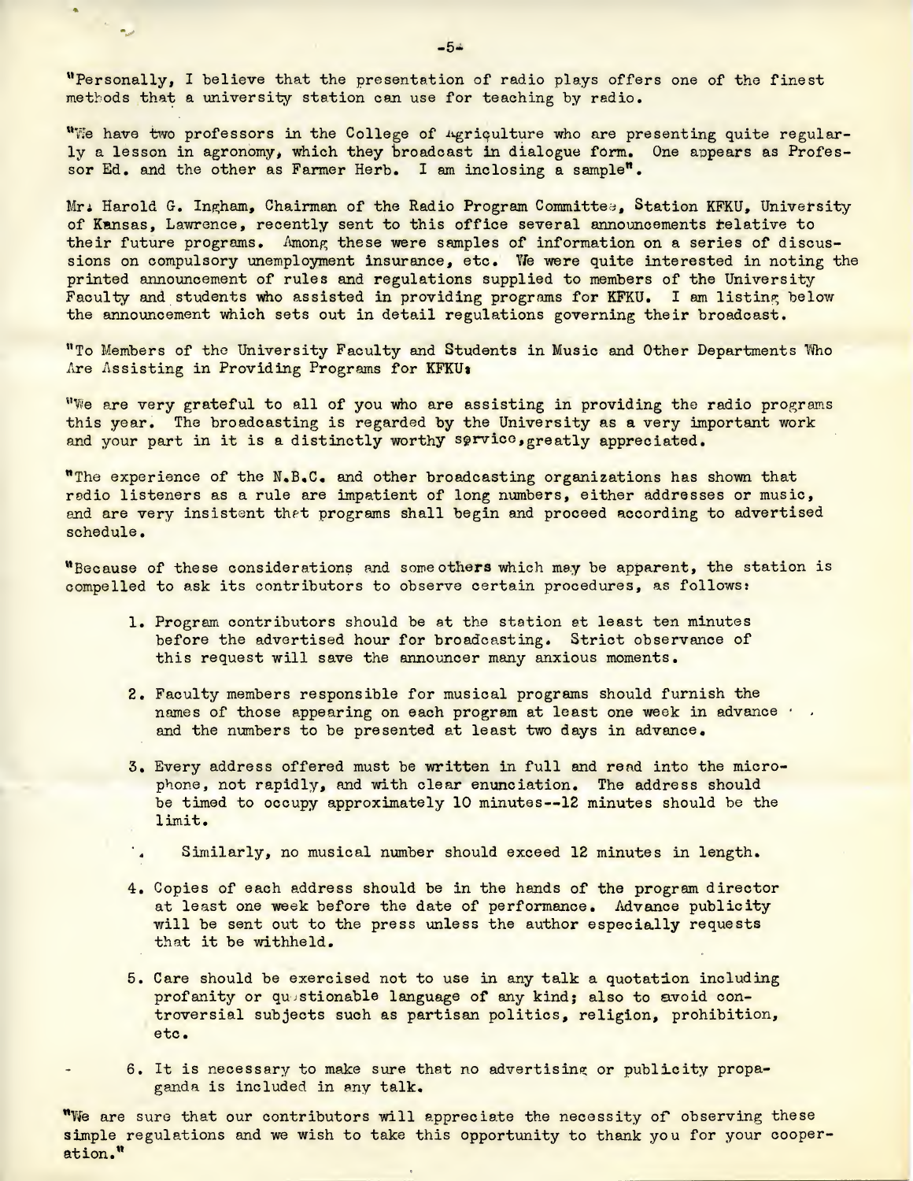"Personally, I believe that the presentation of radio plays offers one of the finest methods that a university station can use for teaching by radio.

"We have two professors in the College of Agriculture who are presenting quite regularly a lesson in agronomy, which they broadcast in dialogue form. One appears as Professor Ed. and the other as Farmer Herb. I am inclosing a sample".

Mr. Harold G. Ingham, Chairman of the Radio Program Committee, Station KFKU, University of Kansas, Lawrence, recently sent to this office several announcements relative to their future programs. Among these were samples of information on a series of discussions on compulsory unemployment insurance, etc. We were quite interested in noting the printed announcement of rules and regulations supplied to members of the University Faculty and students who assisted in providing programs for KFKU. I am listing below the announcement which sets out in detail regulations governing their broadcast.

"To Members of the University Faculty and Students in Music and Other Departments Who Are Assisting in Providing Programs for KFKU:

"We are very grateful to all of you who are assisting in providing the radio programs this year. The broadcasting is regarded by the University as a very important work and your part in it is a distinctly worthy service, greatly appreciated.

"The experience of the N.B.C. and other broadcasting organizations has shown that radio listeners as a rule are impatient of long numbers, either addresses or music, and are very insistent that programs shall begin and proceed according to advertised schedule.

"Because of these considerations and some others which may be apparent, the station is compelled to ask its contributors to observe certain procedures, as follows:

1. Program contributors should be at the station at least ten minutes before the advertised hour for broadcasting. Strict observance of this request will save the announcer many anxious moments.

2. Faculty members responsible for musical programs should furnish the names of those appearing on each program at least one week in advance and the numbers to be presented at least two days in advance.

3. Every address offered must be written in full and read into the microphone, not rapidly, and with clear enunciation. The address should be timed to occupy approximately 10 minutes--12 minutes should be the limit.

   Similarly, no musical number should exceed 12 minutes in length.

4. Copies of each address should be in the hands of the program director at least one week before the date of performance. Advance publicity will be sent out to the press unless the author especially requests that it be withheld.

5. Care should be exercised not to use in any talk a quotation including profanity or questionable language of any kind; also to avoid controversial subjects such as partisan politics, religion, prohibition, etc.

6. It is necessary to make sure that no advertising or publicity propaganda is included in any talk.

"We are sure that our contributors will appreciate the necessity of observing these simple regulations and we wish to take this opportunity to thank you for your cooperation."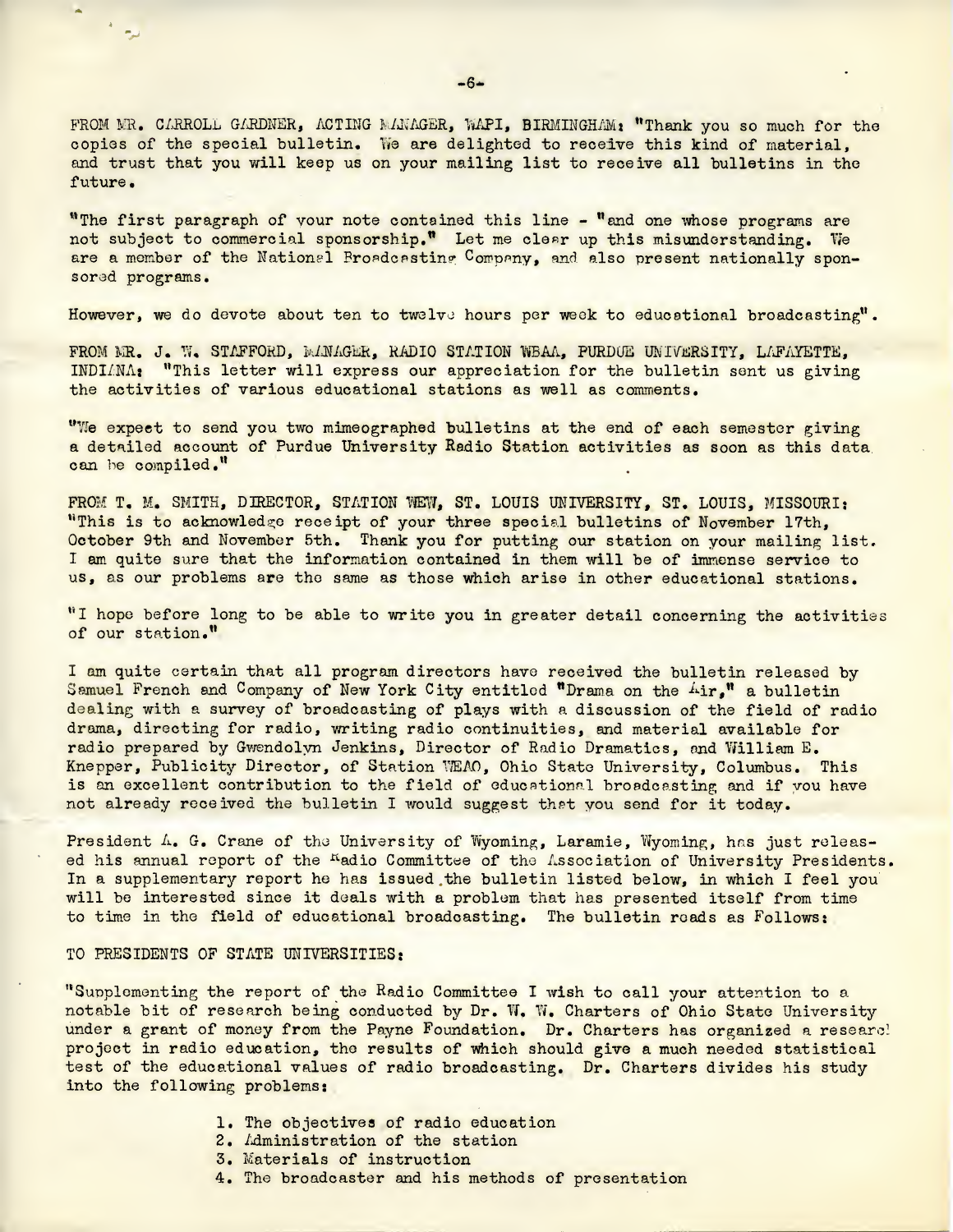FROM MR. CARROLL GARDNER, ACTING MANAGER, WAPI, BIRMINGHAM: "Thank you so much for the copies of the special bulletin. We are delighted to receive this kind of material, and trust that you will keep us on your mailing list to receive all bulletins in the future.

"The first paragraph of your note contained this line - "and one whose programs are not subject to commercial sponsorship." Let me clear up this misunderstanding. We are a member of the National Broadcasting Company, and also present nationally sponsored programs.

However, we do devote about ten to twelve hours per week to educational broadcasting".

FROM MR. J. W. STAFFORD, MANAGER, RADIO STATION WBAA, PURDUE UNIVERSITY, LAFAYETTE, INDIANA: "This letter will express our appreciation for the bulletin sent us giving the activities of various educational stations as well as comments.

"We expect to send you two mimeographed bulletins at the end of each semester giving a detailed account of Purdue University Radio Station activities as soon as this data can be compiled."

FROM T. M. SMITH, DIRECTOR, STATION WEW, ST. LOUIS UNIVERSITY, ST. LOUIS, MISSOURI: "This is to acknowledge receipt of your three special bulletins of November 17th, October 9th and November 5th. Thank you for putting our station on your mailing list. I am quite sure that the information contained in them will be of immense service to us, as our problems are the same as those which arise in other educational stations.

"I hope before long to be able to write you in greater detail concerning the activities of our station."

I am quite certain that all program directors have received the bulletin released by Samuel French and Company of New York City entitled "Drama on the Air," a bulletin dealing with a survey of broadcasting of plays with a discussion of the field of radio drama, directing for radio, writing radio continuities, and material available for radio prepared by Gwendolyn Jenkins, Director of Radio Dramatics, and William E. Knepper, Publicity Director, of Station WEAO, Ohio State University, Columbus. This is an excellent contribution to the field of educational broadcasting and if you have not already received the bulletin I would suggest that you send for it today.

President A. G. Crane of the University of Wyoming, Laramie, Wyoming, has just released his annual report of the Radio Committee of the Association of University Presidents. In a supplementary report he has issued the bulletin listed below, in which I feel you will be interested since it deals with a problem that has presented itself from time to time in the field of educational broadcasting. The bulletin reads as Follows:

TO PRESIDENTS OF STATE UNIVERSITIES:

"Supplementing the report of the Radio Committee I wish to call your attention to a notable bit of research being conducted by Dr. W. W. Charters of Ohio State University under a grant of money from the Payne Foundation. Dr. Charters has organized a research project in radio education, the results of which should give a much needed statistical test of the educational values of radio broadcasting. Dr. Charters divides his study into the following problems:

1. The objectives of radio education
2. Administration of the station
3. Materials of instruction
4. The broadcaster and his methods of presentation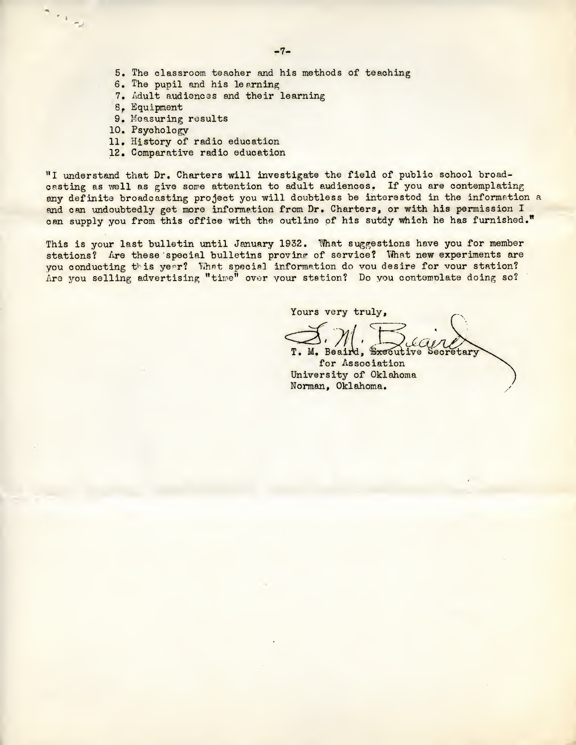5. The classroom teacher and his methods of teaching
6. The pupil and his learning
7. Adult audiences and their learning
8. Equipment
9. Measuring results
10. Psychology
11. History of radio education
12. Comparative radio education

"I understand that Dr. Charters will investigate the field of public school broadcasting as well as give some attention to adult audiences. If you are contemplating any definite broadcasting project you will doubtless be interested in the information a and can undoubtedly get more information from Dr. Charters, or with his permission I can supply you from this office with the outline of his sutdy which he has furnished."

This is your last bulletin until January 1932. What suggestions have you for member stations? Are these special bulletins proving of service? What new experiments are you conducting this year? What special information do you desire for your station? Are you selling advertising "time" over your station? Do you contemplate doing so?

Yours very truly,

T. M. Beaird, Executive Secretary
for Association
University of Oklahoma
Norman, Oklahoma.